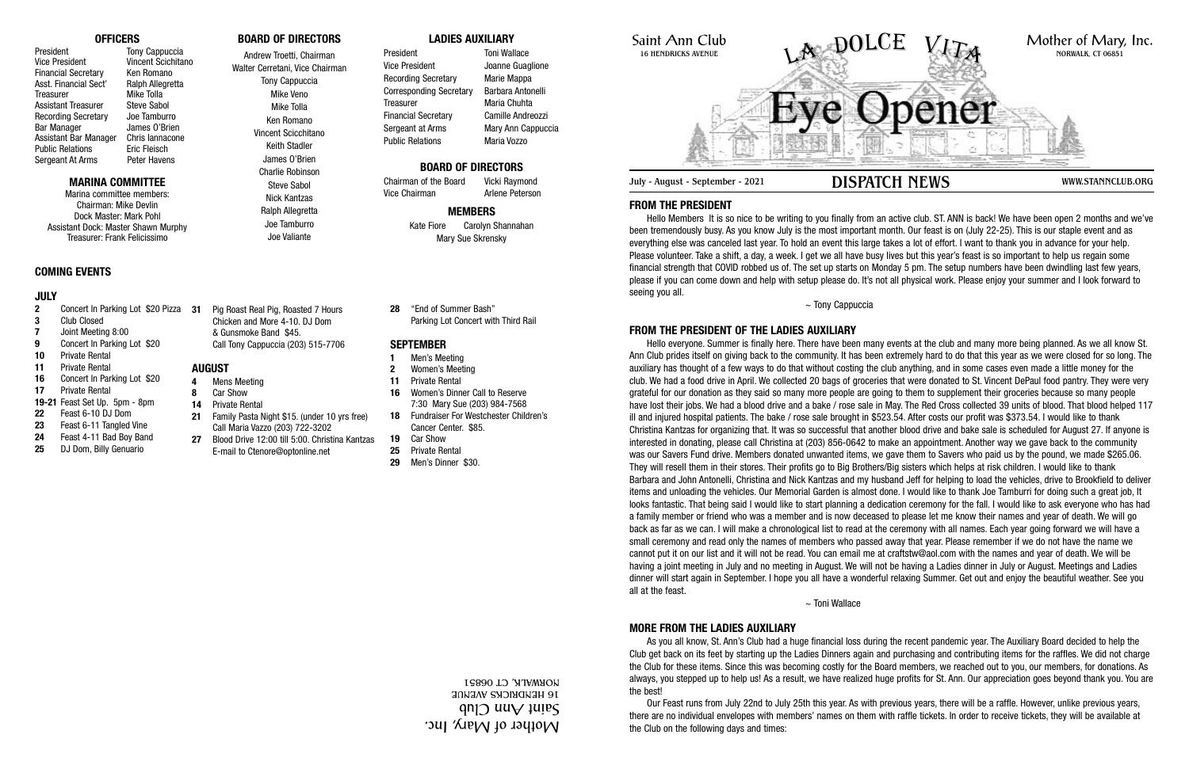## OFFICERS

| | |
|---|---|
| President | Tony Cappuccia |
| Vice President | Vincent Scichitano |
| Financial Secretary | Ken Romano |
| Asst. Financial Sect' | Ralph Allegretta |
| Treasurer | Mike Tolla |
| Assistant Treasurer | Steve Sabol |
| Recording Secretary | Joe Tamburro |
| Bar Manager | James O'Brien |
| Assistant Bar Manager | Chris Iannacone |
| Public Relations | Eric Fleisch |
| Sergeant At Arms | Peter Havens |

## MARINA COMMITTEE

Marina committee members:
Chairman: Mike Devlin
Dock Master: Mark Pohl
Assistant Dock: Master Shawn Murphy
Treasurer: Frank Felicissimo

## BOARD OF DIRECTORS

Andrew Troetti, Chairman
Walter Cerretani, Vice Chairman
Tony Cappuccia
Mike Veno
Mike Tolla
Ken Romano
Vincent Scicchitano
Keith Stadler
James O'Brien
Charlie Robinson
Steve Sabol
Nick Kantzas
Ralph Allegretta
Joe Tamburro
Joe Valiante

## LADIES AUXILIARY

| | |
|---|---|
| President | Toni Wallace |
| Vice President | Joanne Guaglione |
| Recording Secretary | Marie Mappa |
| Corresponding Secretary | Barbara Antonelli |
| Treasurer | Maria Chuhta |
| Financial Secretary | Camille Andreozzi |
| Sergeant at Arms | Mary Ann Cappuccia |
| Public Relations | Maria Vozzo |

## BOARD OF DIRECTORS

| | |
|---|---|
| Chairman of the Board | Vicki Raymond |
| Vice Chairman | Arlene Peterson |

## MEMBERS

Kate Fiore    Carolyn Shannahan
Mary Sue Skrensky

## COMING EVENTS

### JULY

- **2** Concert In Parking Lot $20 Pizza
- **3** Club Closed
- **7** Joint Meeting 8:00
- **9** Concert In Parking Lot $20
- **10** Private Rental
- **11** Private Rental
- **16** Concert In Parking Lot $20
- **17** Private Rental
- **19-21** Feast Set Up. 5pm - 8pm
- **22** Feast 6-10 DJ Dom
- **23** Feast 6-11 Tangled Vine
- **24** Feast 4-11 Bad Boy Band
- **25** DJ Dom, Billy Genuario
- **31** Pig Roast Real Pig, Roasted 7 Hours Chicken and More 4-10. DJ Dom & Gunsmoke Band $45. Call Tony Cappuccia (203) 515-7706

### AUGUST

- **4** Mens Meeting
- **8** Car Show
- **14** Private Rental
- **21** Family Pasta Night $15. (under 10 yrs free) Call Maria Vazzo (203) 722-3202
- **27** Blood Drive 12:00 till 5:00. Christina Kantzas E-mail to Ctenore@optonline.net
- **28** "End of Summer Bash" Parking Lot Concert with Third Rail

### SEPTEMBER

- **1** Men's Meeting
- **2** Women's Meeting
- **11** Private Rental
- **16** Women's Dinner Call to Reserve 7:30 Mary Sue (203) 984-7568
- **18** Fundraiser For Westchester Children's Cancer Center. $85.
- **19** Car Show
- **25** Private Rental
- **29** Men's Dinner $30.

Mother of Mary, Inc.
Saint Ann Club
16 HENDRICKS AVENUE
NORWALK, CT 06851

---

Saint Ann Club
16 HENDRICKS AVENUE

# La Dolce Vita Eye Opener

Mother of Mary, Inc.
NORWALK, CT 06851

July - August - September - 2021 **DISPATCH NEWS** WWW.STANNCLUB.ORG

## FROM THE PRESIDENT

Hello Members It is so nice to be writing to you finally from an active club. ST. ANN is back! We have been open 2 months and we've been tremendously busy. As you know July is the most important month. Our feast is on (July 22-25). This is our staple event and as everything else was canceled last year. To hold an event this large takes a lot of effort. I want to thank you in advance for your help. Please volunteer. Take a shift, a day, a week. I get we all have busy lives but this year's feast is so important to help us regain some financial strength that COVID robbed us of. The set up starts on Monday 5 pm. The setup numbers have been dwindling last few years, please if you can come down and help with setup please do. It's not all physical work. Please enjoy your summer and I look forward to seeing you all.

~ Tony Cappuccia

## FROM THE PRESIDENT OF THE LADIES AUXILIARY

Hello everyone. Summer is finally here. There have been many events at the club and many more being planned. As we all know St. Ann Club prides itself on giving back to the community. It has been extremely hard to do that this year as we were closed for so long. The auxiliary has thought of a few ways to do that without costing the club anything, and in some cases even made a little money for the club. We had a food drive in April. We collected 20 bags of groceries that were donated to St. Vincent DePaul food pantry. They were very grateful for our donation as they said so many more people are going to them to supplement their groceries because so many people have lost their jobs. We had a blood drive and a bake / rose sale in May. The Red Cross collected 39 units of blood. That blood helped 117 ill and injured hospital patients. The bake / rose sale brought in $523.54. After costs our profit was $373.54. I would like to thank Christina Kantzas for organizing that. It was so successful that another blood drive and bake sale is scheduled for August 27. If anyone is interested in donating, please call Christina at (203) 856-0642 to make an appointment. Another way we gave back to the community was our Savers Fund drive. Members donated unwanted items, we gave them to Savers who paid us by the pound, we made $265.06. They will resell them in their stores. Their profits go to Big Brothers/Big sisters which helps at risk children. I would like to thank Barbara and John Antonelli, Christina and Nick Kantzas and my husband Jeff for helping to load the vehicles, drive to Brookfield to deliver items and unloading the vehicles. Our Memorial Garden is almost done. I would like to thank Joe Tamburri for doing such a great job, It looks fantastic. That being said I would like to start planning a dedication ceremony for the fall. I would like to ask everyone who has had a family member or friend who was a member and is now deceased to please let me know their names and year of death. We will go back as far as we can. I will make a chronological list to read at the ceremony with all names. Each year going forward we will have a small ceremony and read only the names of members who passed away that year. Please remember if we do not have the name we cannot put it on our list and it will not be read. You can email me at craftstw@aol.com with the names and year of death. We will be having a joint meeting in July and no meeting in August. We will not be having a Ladies dinner in July or August. Meetings and Ladies dinner will start again in September. I hope you all have a wonderful relaxing Summer. Get out and enjoy the beautiful weather. See you all at the feast.

~ Toni Wallace

## MORE FROM THE LADIES AUXILIARY

As you all know, St. Ann's Club had a huge financial loss during the recent pandemic year. The Auxiliary Board decided to help the Club get back on its feet by starting up the Ladies Dinners again and purchasing and contributing items for the raffles. We did not charge the Club for these items. Since this was becoming costly for the Board members, we reached out to you, our members, for donations. As always, you stepped up to help us! As a result, we have realized huge profits for St. Ann. Our appreciation goes beyond thank you. You are the best!

Our Feast runs from July 22nd to July 25th this year. As with previous years, there will be a raffle. However, unlike previous years, there are no individual envelopes with members' names on them with raffle tickets. In order to receive tickets, they will be available at the Club on the following days and times: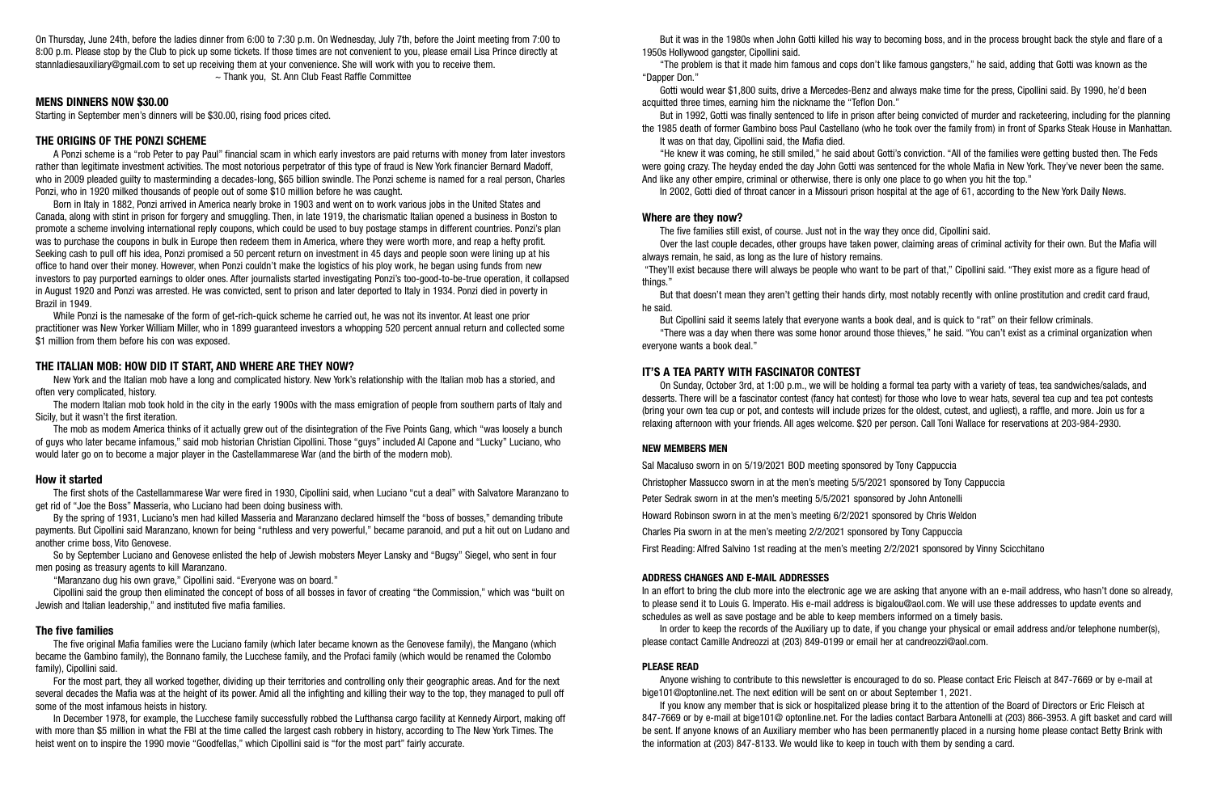On Thursday, June 24th, before the ladies dinner from 6:00 to 7:30 p.m. On Wednesday, July 7th, before the Joint meeting from 7:00 to 8:00 p.m. Please stop by the Club to pick up some tickets. If those times are not convenient to you, please email Lisa Prince directly at stannladiesauxiliary@gmail.com to set up receiving them at your convenience. She will work with you to receive them.

~ Thank you, St. Ann Club Feast Raffle Committee

### MENS DINNERS NOW $30.00

Starting in September men's dinners will be $30.00, rising food prices cited.

### THE ORIGINS OF THE PONZI SCHEME

A Ponzi scheme is a "rob Peter to pay Paul" financial scam in which early investors are paid returns with money from later investors rather than legitimate investment activities. The most notorious perpetrator of this type of fraud is New York financier Bernard Madoff, who in 2009 pleaded guilty to masterminding a decades-long, $65 billion swindle. The Ponzi scheme is named for a real person, Charles Ponzi, who in 1920 milked thousands of people out of some $10 million before he was caught.

Born in Italy in 1882, Ponzi arrived in America nearly broke in 1903 and went on to work various jobs in the United States and Canada, along with stint in prison for forgery and smuggling. Then, in late 1919, the charismatic Italian opened a business in Boston to promote a scheme involving international reply coupons, which could be used to buy postage stamps in different countries. Ponzi's plan was to purchase the coupons in bulk in Europe then redeem them in America, where they were worth more, and reap a hefty profit. Seeking cash to pull off his idea, Ponzi promised a 50 percent return on investment in 45 days and people soon were lining up at his office to hand over their money. However, when Ponzi couldn't make the logistics of his ploy work, he began using funds from new investors to pay purported earnings to older ones. After journalists started investigating Ponzi's too-good-to-be-true operation, it collapsed in August 1920 and Ponzi was arrested. He was convicted, sent to prison and later deported to Italy in 1934. Ponzi died in poverty in Brazil in 1949.

While Ponzi is the namesake of the form of get-rich-quick scheme he carried out, he was not its inventor. At least one prior practitioner was New Yorker William Miller, who in 1899 guaranteed investors a whopping 520 percent annual return and collected some $1 million from them before his con was exposed.

### THE ITALIAN MOB: HOW DID IT START, AND WHERE ARE THEY NOW?

New York and the Italian mob have a long and complicated history. New York's relationship with the Italian mob has a storied, and often very complicated, history.

The modern Italian mob took hold in the city in the early 1900s with the mass emigration of people from southern parts of Italy and Sicily, but it wasn't the first iteration.

The mob as modem America thinks of it actually grew out of the disintegration of the Five Points Gang, which "was loosely a bunch of guys who later became infamous," said mob historian Christian Cipollini. Those "guys" included Al Capone and "Lucky" Luciano, who would later go on to become a major player in the Castellammarese War (and the birth of the modern mob).

#### How it started

The first shots of the Castellammarese War were fired in 1930, Cipollini said, when Luciano "cut a deal" with Salvatore Maranzano to get rid of "Joe the Boss" Masseria, who Luciano had been doing business with.

By the spring of 1931, Luciano's men had killed Masseria and Maranzano declared himself the "boss of bosses," demanding tribute payments. But Cipollini said Maranzano, known for being "ruthless and very powerful," became paranoid, and put a hit out on Ludano and another crime boss, Vito Genovese.

So by September Luciano and Genovese enlisted the help of Jewish mobsters Meyer Lansky and "Bugsy" Siegel, who sent in four men posing as treasury agents to kill Maranzano.

"Maranzano dug his own grave," Cipollini said. "Everyone was on board."

Cipollini said the group then eliminated the concept of boss of all bosses in favor of creating "the Commission," which was "built on Jewish and Italian leadership," and instituted five mafia families.

#### The five families

The five original Mafia families were the Luciano family (which later became known as the Genovese family), the Mangano (which became the Gambino family), the Bonnano family, the Lucchese family, and the Profaci family (which would be renamed the Colombo family), Cipollini said.

For the most part, they all worked together, dividing up their territories and controlling only their geographic areas. And for the next several decades the Mafia was at the height of its power. Amid all the infighting and killing their way to the top, they managed to pull off some of the most infamous heists in history.

In December 1978, for example, the Lucchese family successfully robbed the Lufthansa cargo facility at Kennedy Airport, making off with more than $5 million in what the FBI at the time called the largest cash robbery in history, according to The New York Times. The heist went on to inspire the 1990 movie "Goodfellas," which Cipollini said is "for the most part" fairly accurate.

But it was in the 1980s when John Gotti killed his way to becoming boss, and in the process brought back the style and flare of a 1950s Hollywood gangster, Cipollini said.

"The problem is that it made him famous and cops don't like famous gangsters," he said, adding that Gotti was known as the "Dapper Don."

Gotti would wear $1,800 suits, drive a Mercedes-Benz and always make time for the press, Cipollini said. By 1990, he'd been acquitted three times, earning him the nickname the "Teflon Don."

But in 1992, Gotti was finally sentenced to life in prison after being convicted of murder and racketeering, including for the planning the 1985 death of former Gambino boss Paul Castellano (who he took over the family from) in front of Sparks Steak House in Manhattan.

It was on that day, Cipollini said, the Mafia died.

"He knew it was coming, he still smiled," he said about Gotti's conviction. "All of the families were getting busted then. The Feds were going crazy. The heyday ended the day John Gotti was sentenced for the whole Mafia in New York. They've never been the same. And like any other empire, criminal or otherwise, there is only one place to go when you hit the top."

In 2002, Gotti died of throat cancer in a Missouri prison hospital at the age of 61, according to the New York Daily News.

#### Where are they now?

The five families still exist, of course. Just not in the way they once did, Cipollini said.

Over the last couple decades, other groups have taken power, claiming areas of criminal activity for their own. But the Mafia will always remain, he said, as long as the lure of history remains.

"They'll exist because there will always be people who want to be part of that," Cipollini said. "They exist more as a figure head of things."

But that doesn't mean they aren't getting their hands dirty, most notably recently with online prostitution and credit card fraud, he said.

But Cipollini said it seems lately that everyone wants a book deal, and is quick to "rat" on their fellow criminals.

"There was a day when there was some honor around those thieves," he said. "You can't exist as a criminal organization when everyone wants a book deal."

### IT'S A TEA PARTY WITH FASCINATOR CONTEST

On Sunday, October 3rd, at 1:00 p.m., we will be holding a formal tea party with a variety of teas, tea sandwiches/salads, and desserts. There will be a fascinator contest (fancy hat contest) for those who love to wear hats, several tea cup and tea pot contests (bring your own tea cup or pot, and contests will include prizes for the oldest, cutest, and ugliest), a raffle, and more. Join us for a relaxing afternoon with your friends. All ages welcome. $20 per person. Call Toni Wallace for reservations at 203-984-2930.

### NEW MEMBERS MEN

Sal Macaluso sworn in on 5/19/2021 BOD meeting sponsored by Tony Cappuccia

Christopher Massucco sworn in at the men's meeting 5/5/2021 sponsored by Tony Cappuccia

Peter Sedrak sworn in at the men's meeting 5/5/2021 sponsored by John Antonelli

Howard Robinson sworn in at the men's meeting 6/2/2021 sponsored by Chris Weldon

Charles Pia sworn in at the men's meeting 2/2/2021 sponsored by Tony Cappuccia

First Reading: Alfred Salvino 1st reading at the men's meeting 2/2/2021 sponsored by Vinny Scicchitano

### ADDRESS CHANGES AND E-MAIL ADDRESSES

In an effort to bring the club more into the electronic age we are asking that anyone with an e-mail address, who hasn't done so already, to please send it to Louis G. Imperato. His e-mail address is bigalou@aol.com. We will use these addresses to update events and schedules as well as save postage and be able to keep members informed on a timely basis.

In order to keep the records of the Auxiliary up to date, if you change your physical or email address and/or telephone number(s), please contact Camille Andreozzi at (203) 849-0199 or email her at candreozzi@aol.com.

### PLEASE READ

Anyone wishing to contribute to this newsletter is encouraged to do so. Please contact Eric Fleisch at 847-7669 or by e-mail at bige101@optonline.net. The next edition will be sent on or about September 1, 2021.

If you know any member that is sick or hospitalized please bring it to the attention of the Board of Directors or Eric Fleisch at 847-7669 or by e-mail at bige101@ optonline.net. For the ladies contact Barbara Antonelli at (203) 866-3953. A gift basket and card will be sent. If anyone knows of an Auxiliary member who has been permanently placed in a nursing home please contact Betty Brink with the information at (203) 847-8133. We would like to keep in touch with them by sending a card.